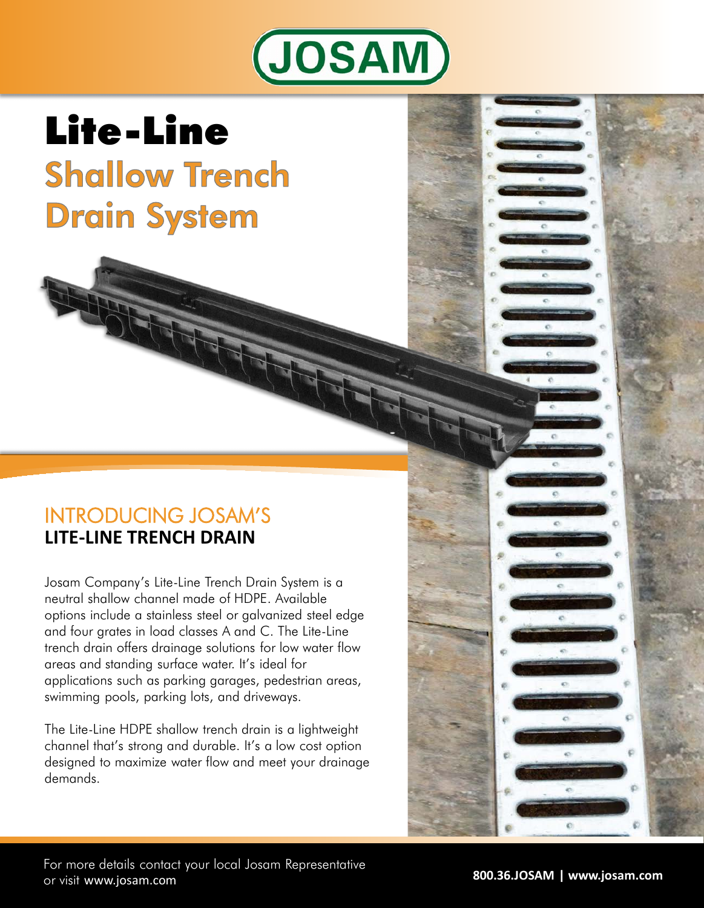JOSAM

# Lite-Line

## Shallow Trench Drain System

### INTRODUCING JOSAM'S
### LITE-LINE TRENCH DRAIN

Josam Company's Lite-Line Trench Drain System is a neutral shallow channel made of HDPE. Available options include a stainless steel or galvanized steel edge and four grates in load classes A and C. The Lite-Line trench drain offers drainage solutions for low water flow areas and standing surface water. It's ideal for applications such as parking garages, pedestrian areas, swimming pools, parking lots, and driveways.

The Lite-Line HDPE shallow trench drain is a lightweight channel that's strong and durable. It's a low cost option designed to maximize water flow and meet your drainage demands.

For more details contact your local Josam Representative or visit www.josam.com

**800.36.JOSAM | www.josam.com**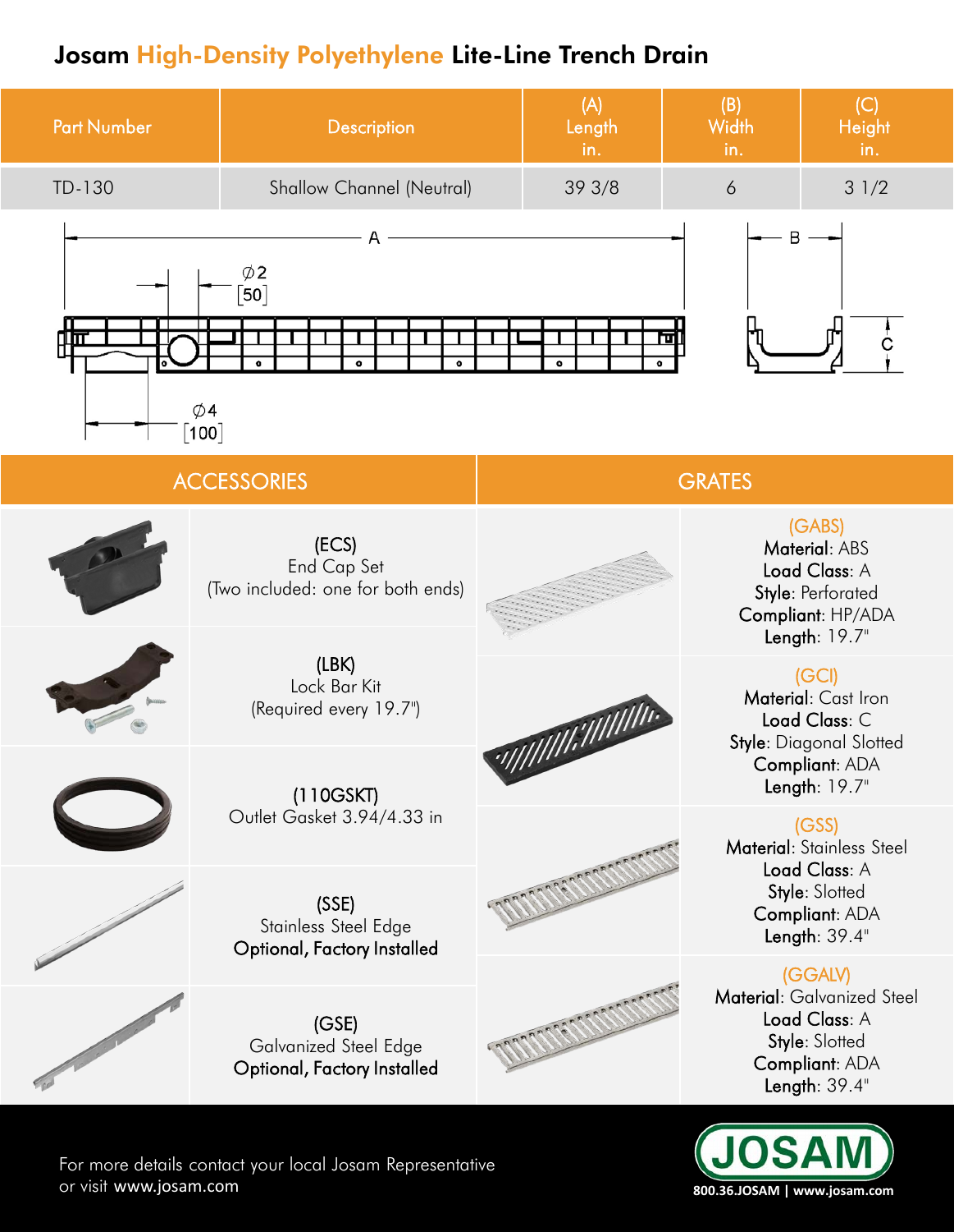# Josam High-Density Polyethylene Lite-Line Trench Drain

| Part Number | Description | (A) Length in. | (B) Width in. | (C) Height in. |
|---|---|---|---|---|
| TD-130 | Shallow Channel (Neutral) | 39 3/8 | 6 | 3 1/2 |

A

B

C

∅2
[50]

∅4
[100]

## ACCESSORIES

**(ECS)**
End Cap Set
(Two included: one for both ends)

**(LBK)**
Lock Bar Kit
(Required every 19.7")

**(110GSKT)**
Outlet Gasket 3.94/4.33 in

**(SSE)**
Stainless Steel Edge
**Optional, Factory Installed**

**(GSE)**
Galvanized Steel Edge
**Optional, Factory Installed**

## GRATES

**(GABS)**
**Material**: ABS
**Load Class**: A
**Style**: Perforated
**Compliant**: HP/ADA
**Length**: 19.7"

**(GCI)**
**Material**: Cast Iron
**Load Class**: C
**Style**: Diagonal Slotted
**Compliant**: ADA
**Length**: 19.7"

**(GSS)**
**Material**: Stainless Steel
**Load Class**: A
**Style**: Slotted
**Compliant**: ADA
**Length**: 39.4"

**(GGALV)**
**Material**: Galvanized Steel
**Load Class**: A
**Style**: Slotted
**Compliant**: ADA
**Length**: 39.4"

For more details contact your local Josam Representative
or visit www.josam.com

JOSAM
800.36.JOSAM | www.josam.com